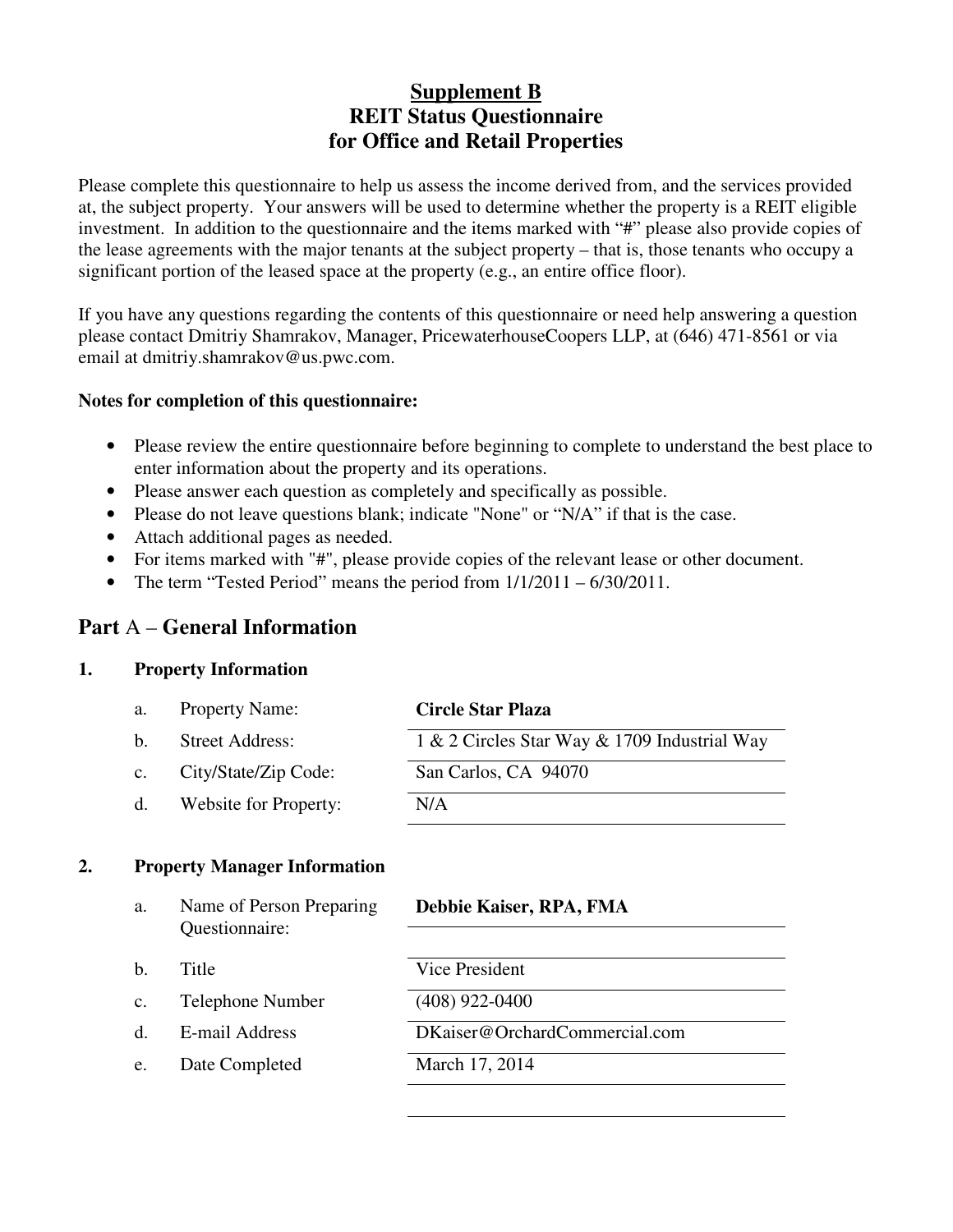# Supplement B
# REIT Status Questionnaire
# for Office and Retail Properties

Please complete this questionnaire to help us assess the income derived from, and the services provided at, the subject property. Your answers will be used to determine whether the property is a REIT eligible investment. In addition to the questionnaire and the items marked with "#" please also provide copies of the lease agreements with the major tenants at the subject property – that is, those tenants who occupy a significant portion of the leased space at the property (e.g., an entire office floor).

If you have any questions regarding the contents of this questionnaire or need help answering a question please contact Dmitriy Shamrakov, Manager, PricewaterhouseCoopers LLP, at (646) 471-8561 or via email at dmitriy.shamrakov@us.pwc.com.

**Notes for completion of this questionnaire:**

- Please review the entire questionnaire before beginning to complete to understand the best place to enter information about the property and its operations.
- Please answer each question as completely and specifically as possible.
- Please do not leave questions blank; indicate "None" or "N/A" if that is the case.
- Attach additional pages as needed.
- For items marked with "#", please provide copies of the relevant lease or other document.
- The term "Tested Period" means the period from 1/1/2011 – 6/30/2011.

## Part A – General Information

### 1. Property Information

| | | |
|---|---|---|
| a. | Property Name: | **Circle Star Plaza** |
| b. | Street Address: | 1 & 2 Circles Star Way & 1709 Industrial Way |
| c. | City/State/Zip Code: | San Carlos, CA 94070 |
| d. | Website for Property: | N/A |

### 2. Property Manager Information

| | | |
|---|---|---|
| a. | Name of Person Preparing Questionnaire: | **Debbie Kaiser, RPA, FMA** |
| b. | Title | Vice President |
| c. | Telephone Number | (408) 922-0400 |
| d. | E-mail Address | DKaiser@OrchardCommercial.com |
| e. | Date Completed | March 17, 2014 |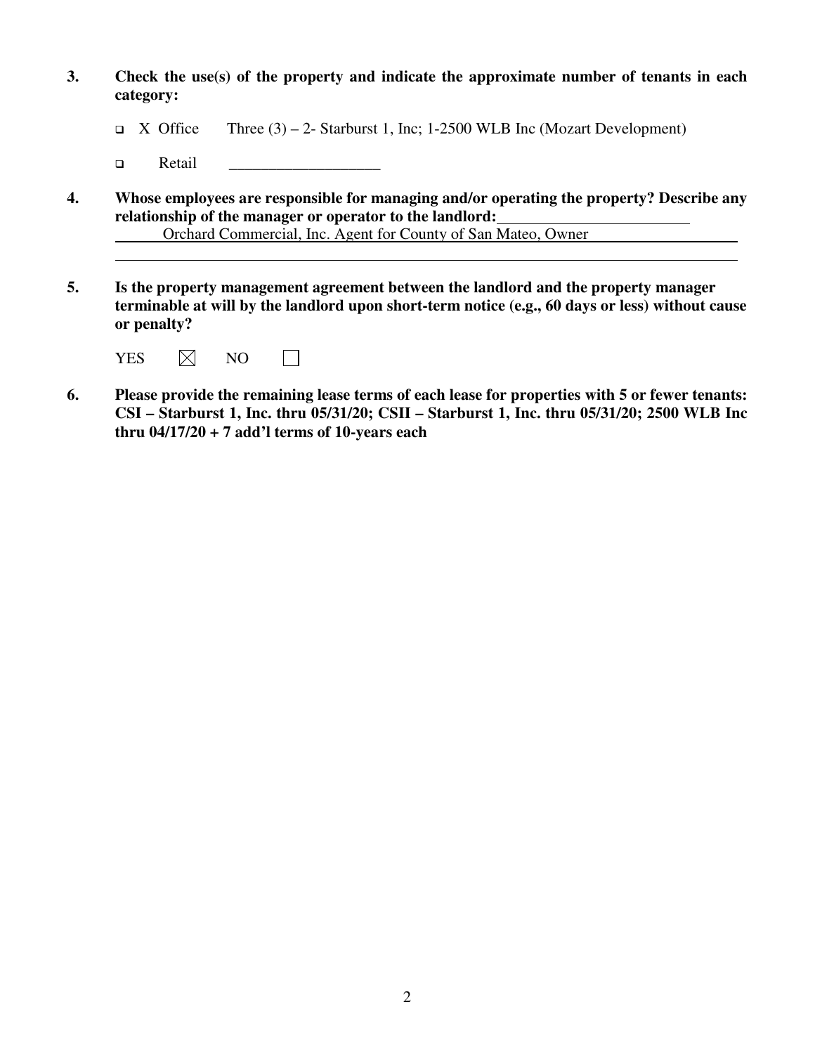**3. Check the use(s) of the property and indicate the approximate number of tenants in each category:**

- ☐ X Office Three (3) – 2- Starburst 1, Inc; 1-2500 WLB Inc (Mozart Development)
- ☐ Retail ___________________

**4. Whose employees are responsible for managing and/or operating the property? Describe any relationship of the manager or operator to the landlord:**

Orchard Commercial, Inc. Agent for County of San Mateo, Owner

**5. Is the property management agreement between the landlord and the property manager terminable at will by the landlord upon short-term notice (e.g., 60 days or less) without cause or penalty?**

YES ☒ NO ☐

**6. Please provide the remaining lease terms of each lease for properties with 5 or fewer tenants: CSI – Starburst 1, Inc. thru 05/31/20; CSII – Starburst 1, Inc. thru 05/31/20; 2500 WLB Inc thru 04/17/20 + 7 add'l terms of 10-years each**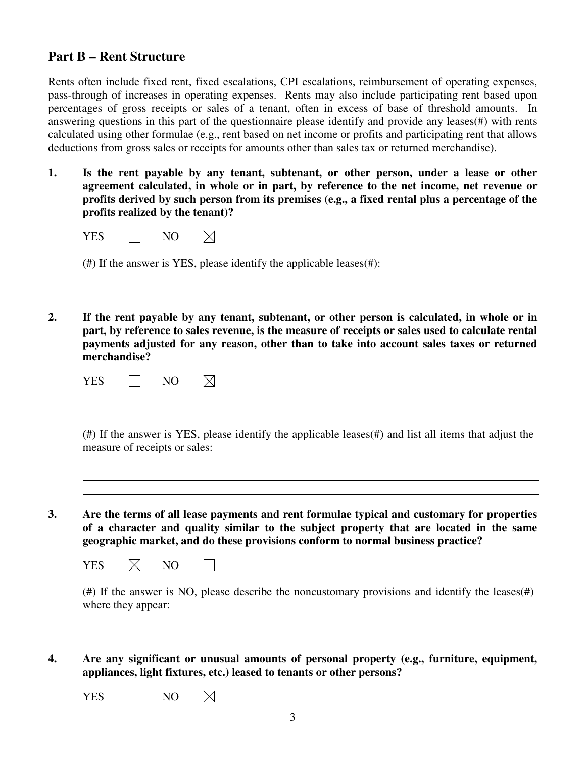## Part B – Rent Structure

Rents often include fixed rent, fixed escalations, CPI escalations, reimbursement of operating expenses, pass-through of increases in operating expenses. Rents may also include participating rent based upon percentages of gross receipts or sales of a tenant, often in excess of base of threshold amounts. In answering questions in this part of the questionnaire please identify and provide any leases(#) with rents calculated using other formulae (e.g., rent based on net income or profits and participating rent that allows deductions from gross sales or receipts for amounts other than sales tax or returned merchandise).

**1. Is the rent payable by any tenant, subtenant, or other person, under a lease or other agreement calculated, in whole or in part, by reference to the net income, net revenue or profits derived by such person from its premises (e.g., a fixed rental plus a percentage of the profits realized by the tenant)?**

YES ☐ NO ☒

(#) If the answer is YES, please identify the applicable leases(#):

**2. If the rent payable by any tenant, subtenant, or other person is calculated, in whole or in part, by reference to sales revenue, is the measure of receipts or sales used to calculate rental payments adjusted for any reason, other than to take into account sales taxes or returned merchandise?**

YES ☐ NO ☒

(#) If the answer is YES, please identify the applicable leases(#) and list all items that adjust the measure of receipts or sales:

**3. Are the terms of all lease payments and rent formulae typical and customary for properties of a character and quality similar to the subject property that are located in the same geographic market, and do these provisions conform to normal business practice?**

YES ☒ NO ☐

(#) If the answer is NO, please describe the noncustomary provisions and identify the leases(#) where they appear:

**4. Are any significant or unusual amounts of personal property (e.g., furniture, equipment, appliances, light fixtures, etc.) leased to tenants or other persons?**

YES ☐ NO ☒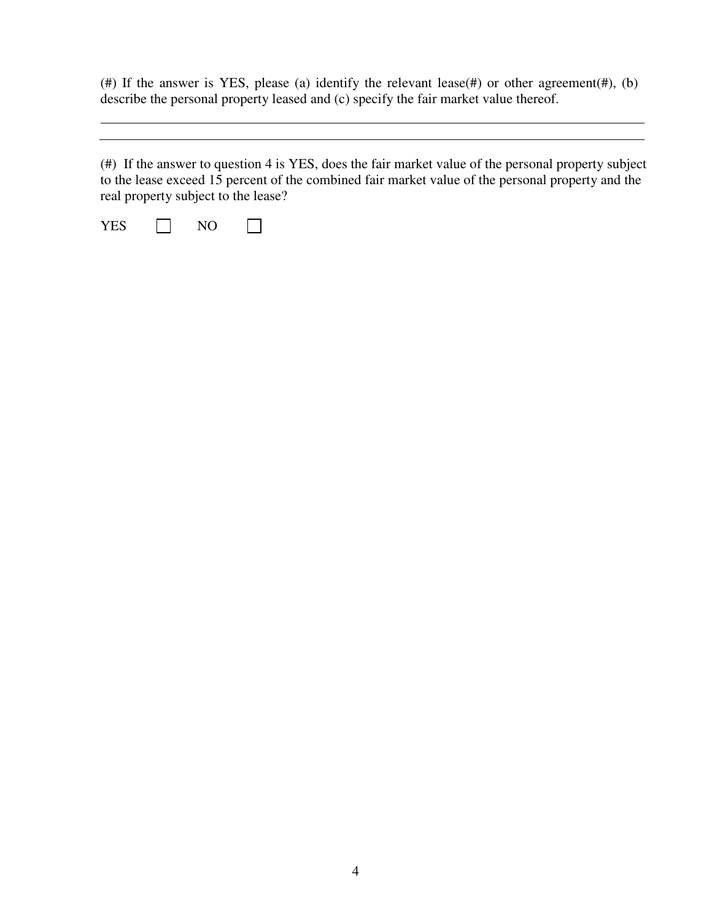(#) If the answer is YES, please (a) identify the relevant lease(#) or other agreement(#), (b) describe the personal property leased and (c) specify the fair market value thereof.

\_\_\_\_\_\_\_\_\_\_\_\_\_\_\_\_\_\_\_\_\_\_\_\_\_\_\_\_\_\_\_\_\_\_\_\_\_\_\_\_\_\_\_\_\_\_\_\_\_\_\_\_\_\_\_\_\_\_\_\_\_\_\_\_\_\_\_\_\_\_\_\_\_\_\_\_\_\_\_\_\_\_

\_\_\_\_\_\_\_\_\_\_\_\_\_\_\_\_\_\_\_\_\_\_\_\_\_\_\_\_\_\_\_\_\_\_\_\_\_\_\_\_\_\_\_\_\_\_\_\_\_\_\_\_\_\_\_\_\_\_\_\_\_\_\_\_\_\_\_\_\_\_\_\_\_\_\_\_\_\_\_\_\_\_

(#) If the answer to question 4 is YES, does the fair market value of the personal property subject to the lease exceed 15 percent of the combined fair market value of the personal property and the real property subject to the lease?

YES ☐ NO ☐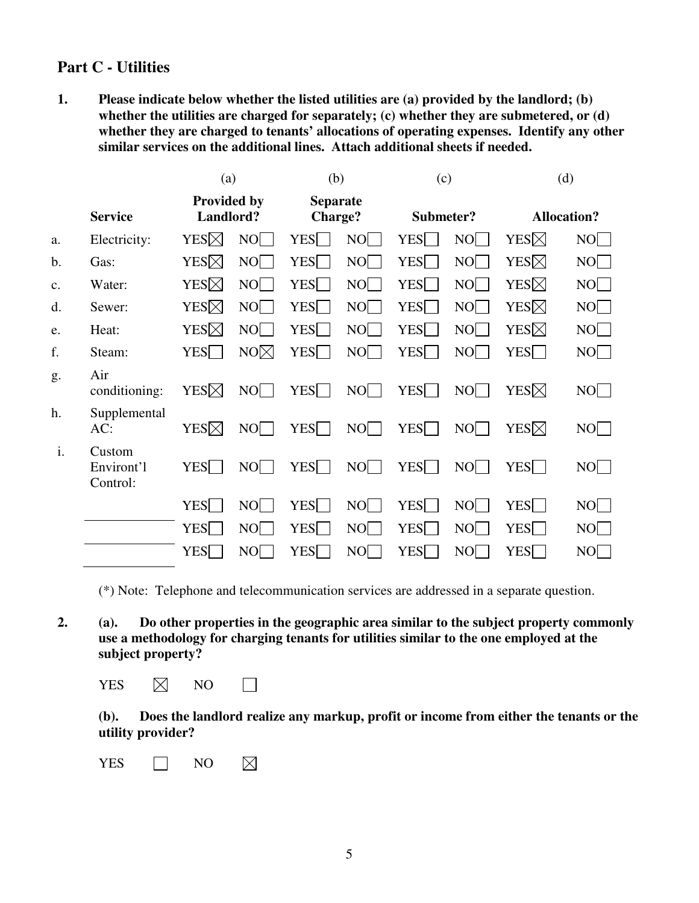## Part C - Utilities

**1. Please indicate below whether the listed utilities are (a) provided by the landlord; (b) whether the utilities are charged for separately; (c) whether they are submetered, or (d) whether they are charged to tenants' allocations of operating expenses. Identify any other similar services on the additional lines. Attach additional sheets if needed.**

| | | (a) | | (b) | | (c) | | (d) | |
|---|---|---|---|---|---|---|---|---|---|
| | **Service** | **Provided by Landlord?** | | **Separate Charge?** | | **Submeter?** | | **Allocation?** | |
| a. | Electricity: | YES☒ | NO☐ | YES☐ | NO☐ | YES☐ | NO☐ | YES☒ | NO☐ |
| b. | Gas: | YES☒ | NO☐ | YES☐ | NO☐ | YES☐ | NO☐ | YES☒ | NO☐ |
| c. | Water: | YES☒ | NO☐ | YES☐ | NO☐ | YES☐ | NO☐ | YES☒ | NO☐ |
| d. | Sewer: | YES☒ | NO☐ | YES☐ | NO☐ | YES☐ | NO☐ | YES☒ | NO☐ |
| e. | Heat: | YES☒ | NO☐ | YES☐ | NO☐ | YES☐ | NO☐ | YES☒ | NO☐ |
| f. | Steam: | YES☐ | NO☒ | YES☐ | NO☐ | YES☐ | NO☐ | YES☐ | NO☐ |
| g. | Air conditioning: | YES☒ | NO☐ | YES☐ | NO☐ | YES☐ | NO☐ | YES☒ | NO☐ |
| h. | Supplemental AC: | YES☒ | NO☐ | YES☐ | NO☐ | YES☐ | NO☐ | YES☒ | NO☐ |
| i. | Custom Environ't'l Control: | YES☐ | NO☐ | YES☐ | NO☐ | YES☐ | NO☐ | YES☐ | NO☐ |
| | ______ | YES☐ | NO☐ | YES☐ | NO☐ | YES☐ | NO☐ | YES☐ | NO☐ |
| | ______ | YES☐ | NO☐ | YES☐ | NO☐ | YES☐ | NO☐ | YES☐ | NO☐ |
| | ______ | YES☐ | NO☐ | YES☐ | NO☐ | YES☐ | NO☐ | YES☐ | NO☐ |

(*) Note: Telephone and telecommunication services are addressed in a separate question.

**2. (a). Do other properties in the geographic area similar to the subject property commonly use a methodology for charging tenants for utilities similar to the one employed at the subject property?**

YES ☒ NO ☐

**(b). Does the landlord realize any markup, profit or income from either the tenants or the utility provider?**

YES ☐ NO ☒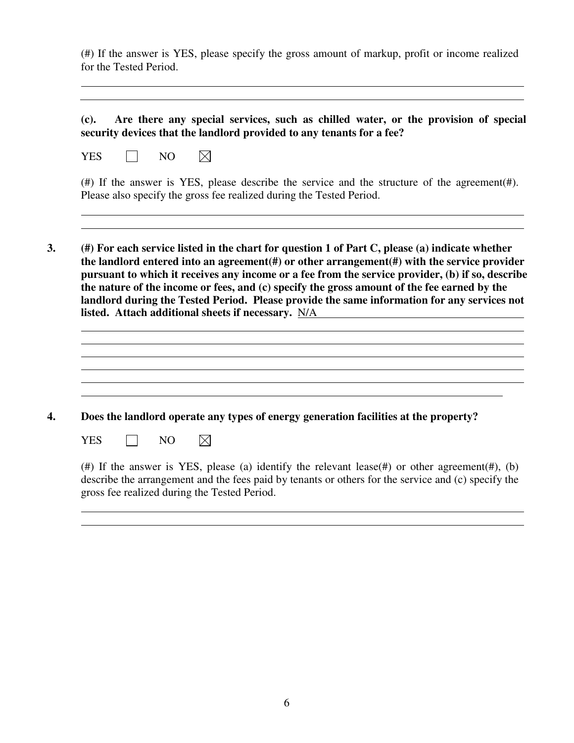(#) If the answer is YES, please specify the gross amount of markup, profit or income realized for the Tested Period.

---

**(c). Are there any special services, such as chilled water, or the provision of special security devices that the landlord provided to any tenants for a fee?**

YES ☐ NO ☒

(#) If the answer is YES, please describe the service and the structure of the agreement(#). Please also specify the gross fee realized during the Tested Period.

---

**3. (#) For each service listed in the chart for question 1 of Part C, please (a) indicate whether the landlord entered into an agreement(#) or other arrangement(#) with the service provider pursuant to which it receives any income or a fee from the service provider, (b) if so, describe the nature of the income or fees, and (c) specify the gross amount of the fee earned by the landlord during the Tested Period. Please provide the same information for any services not listed. Attach additional sheets if necessary.** N/A

---

**4. Does the landlord operate any types of energy generation facilities at the property?**

YES ☐ NO ☒

(#) If the answer is YES, please (a) identify the relevant lease(#) or other agreement(#), (b) describe the arrangement and the fees paid by tenants or others for the service and (c) specify the gross fee realized during the Tested Period.

---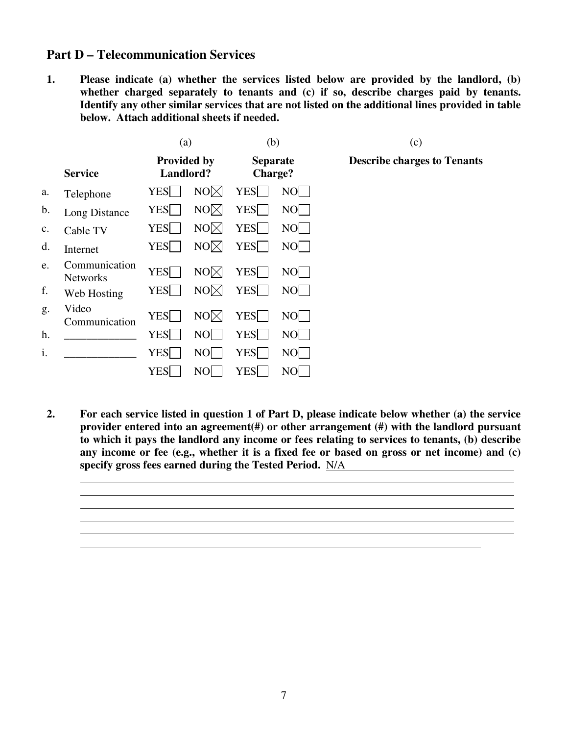## Part D – Telecommunication Services

1. **Please indicate (a) whether the services listed below are provided by the landlord, (b) whether charged separately to tenants and (c) if so, describe charges paid by tenants. Identify any other similar services that are not listed on the additional lines provided in table below. Attach additional sheets if needed.**

| | | (a) | | (b) | | (c) |
|---|---|---|---|---|---|---|
| | **Service** | **Provided by Landlord?** | | **Separate Charge?** | | **Describe charges to Tenants** |
| a. | Telephone | YES ☐ | NO ☒ | YES ☐ | NO ☐ | |
| b. | Long Distance | YES ☐ | NO ☒ | YES ☐ | NO ☐ | |
| c. | Cable TV | YES ☐ | NO ☒ | YES ☐ | NO ☐ | |
| d. | Internet | YES ☐ | NO ☒ | YES ☐ | NO ☐ | |
| e. | Communication Networks | YES ☐ | NO ☒ | YES ☐ | NO ☐ | |
| f. | Web Hosting | YES ☐ | NO ☒ | YES ☐ | NO ☐ | |
| g. | Video Communication | YES ☐ | NO ☒ | YES ☐ | NO ☐ | |
| h. | _____________ | YES ☐ | NO ☐ | YES ☐ | NO ☐ | |
| i. | _____________ | YES ☐ | NO ☐ | YES ☐ | NO ☐ | |
| | | YES ☐ | NO ☐ | YES ☐ | NO ☐ | |

2. **For each service listed in question 1 of Part D, please indicate below whether (a) the service provider entered into an agreement(#) or other arrangement (#) with the landlord pursuant to which it pays the landlord any income or fees relating to services to tenants, (b) describe any income or fee (e.g., whether it is a fixed fee or based on gross or net income) and (c) specify gross fees earned during the Tested Period.** N/A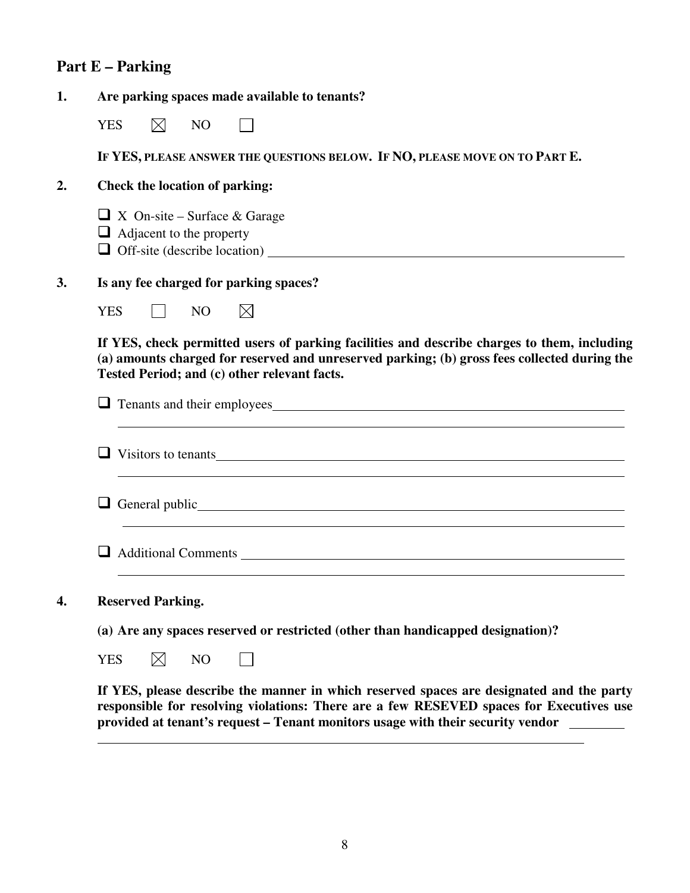## Part E – Parking

**1. Are parking spaces made available to tenants?**

YES ☒ NO ☐

**IF YES, PLEASE ANSWER THE QUESTIONS BELOW. IF NO, PLEASE MOVE ON TO PART E.**

**2. Check the location of parking:**

- ☐ X On-site – Surface & Garage
- ☐ Adjacent to the property
- ☐ Off-site (describe location) ____________________

**3. Is any fee charged for parking spaces?**

YES ☐ NO ☒

**If YES, check permitted users of parking facilities and describe charges to them, including (a) amounts charged for reserved and unreserved parking; (b) gross fees collected during the Tested Period; and (c) other relevant facts.**

- ☐ Tenants and their employees ____________________
- ☐ Visitors to tenants ____________________
- ☐ General public ____________________
- ☐ Additional Comments ____________________

**4. Reserved Parking.**

**(a) Are any spaces reserved or restricted (other than handicapped designation)?**

YES ☒ NO ☐

**If YES, please describe the manner in which reserved spaces are designated and the party responsible for resolving violations: There are a few RESEVED spaces for Executives use provided at tenant's request – Tenant monitors usage with their security vendor**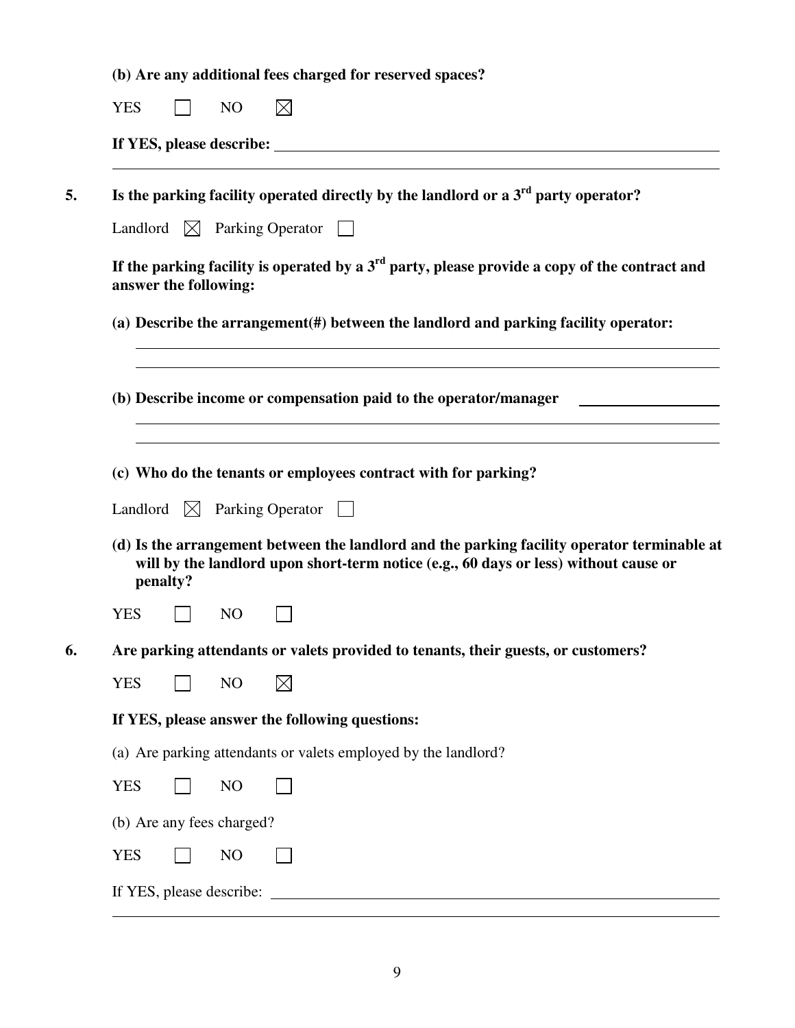**(b) Are any additional fees charged for reserved spaces?**

YES ☐ NO ☒

**If YES, please describe:** ______________________________

5. **Is the parking facility operated directly by the landlord or a 3rd party operator?**

   Landlord ☒ Parking Operator ☐

   **If the parking facility is operated by a 3rd party, please provide a copy of the contract and answer the following:**

   **(a) Describe the arrangement(#) between the landlord and parking facility operator:**

   ______________________________

   **(b) Describe income or compensation paid to the operator/manager** ______________________________

   **(c) Who do the tenants or employees contract with for parking?**

   Landlord ☒ Parking Operator ☐

   **(d) Is the arrangement between the landlord and the parking facility operator terminable at will by the landlord upon short-term notice (e.g., 60 days or less) without cause or penalty?**

   YES ☐ NO ☐

6. **Are parking attendants or valets provided to tenants, their guests, or customers?**

   YES ☐ NO ☒

   **If YES, please answer the following questions:**

   (a) Are parking attendants or valets employed by the landlord?

   YES ☐ NO ☐

   (b) Are any fees charged?

   YES ☐ NO ☐

   If YES, please describe: ______________________________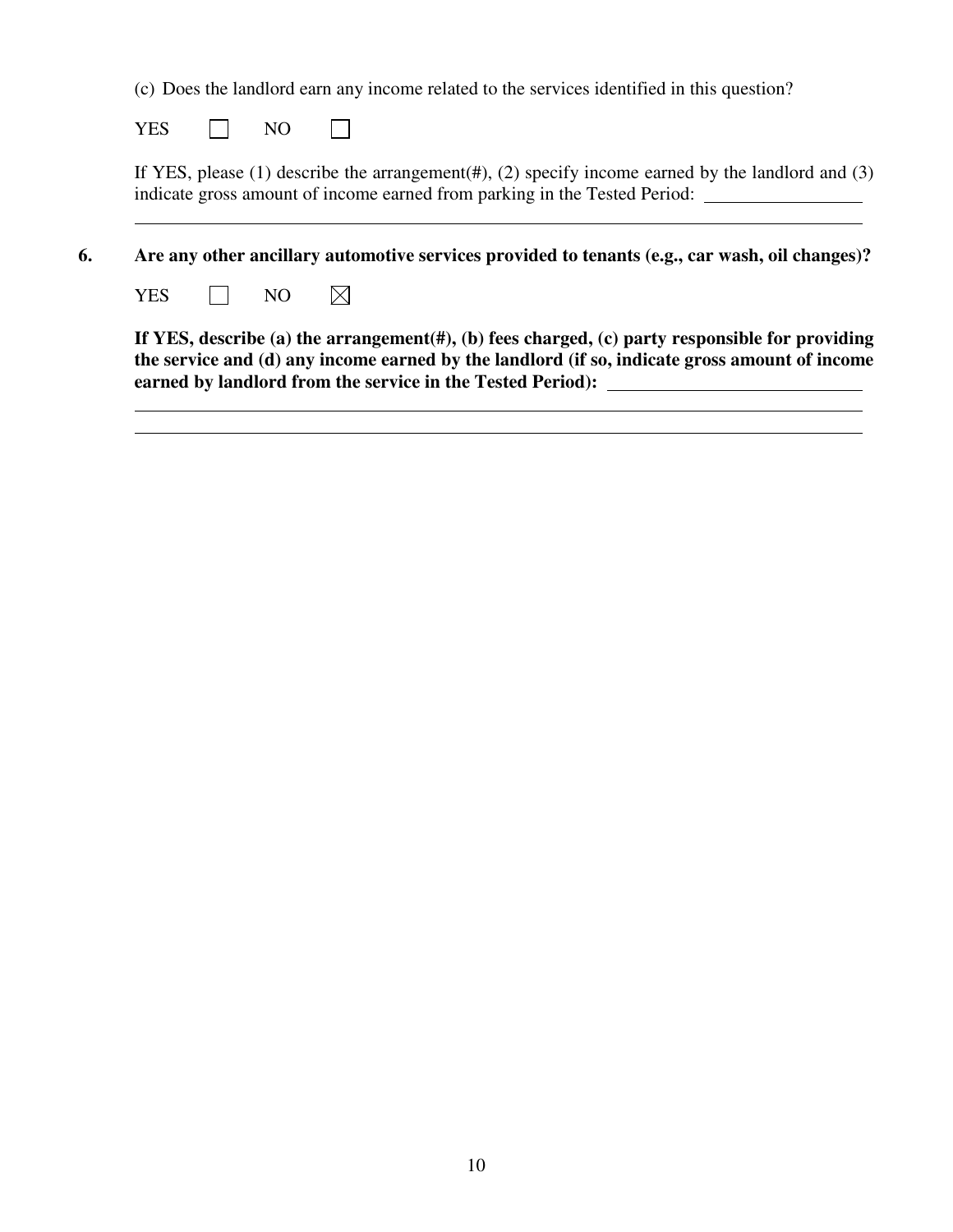(c) Does the landlord earn any income related to the services identified in this question?

YES ☐ NO ☐

If YES, please (1) describe the arrangement(#), (2) specify income earned by the landlord and (3) indicate gross amount of income earned from parking in the Tested Period: ______________

______________________________________________________________________________

**6. Are any other ancillary automotive services provided to tenants (e.g., car wash, oil changes)?**

YES ☐ NO ☒

**If YES, describe (a) the arrangement(#), (b) fees charged, (c) party responsible for providing the service and (d) any income earned by the landlord (if so, indicate gross amount of income earned by landlord from the service in the Tested Period):** ______________

______________________________________________________________________________

______________________________________________________________________________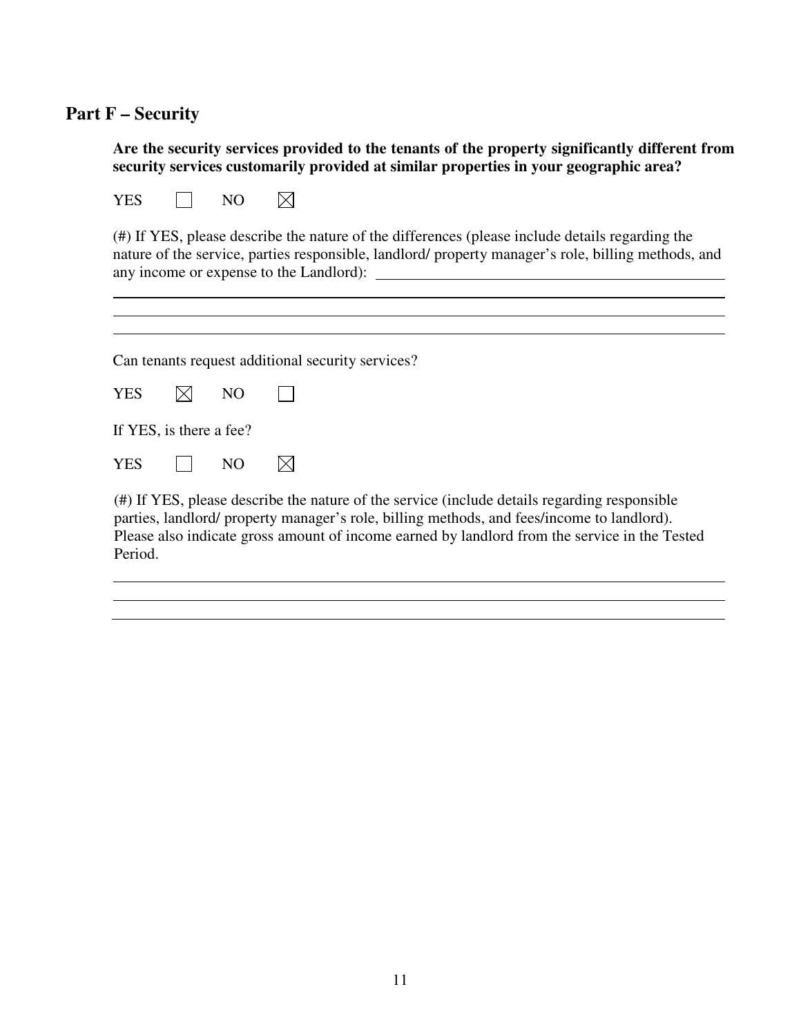## Part F – Security

**Are the security services provided to the tenants of the property significantly different from security services customarily provided at similar properties in your geographic area?**

YES ☐ NO ☒

(#) If YES, please describe the nature of the differences (please include details regarding the nature of the service, parties responsible, landlord/ property manager's role, billing methods, and any income or expense to the Landlord): \_\_\_\_\_\_\_\_\_\_\_\_\_\_\_\_\_\_\_\_\_\_\_\_\_\_\_\_\_\_

Can tenants request additional security services?

YES ☒ NO ☐

If YES, is there a fee?

YES ☐ NO ☒

(#) If YES, please describe the nature of the service (include details regarding responsible parties, landlord/ property manager's role, billing methods, and fees/income to landlord). Please also indicate gross amount of income earned by landlord from the service in the Tested Period.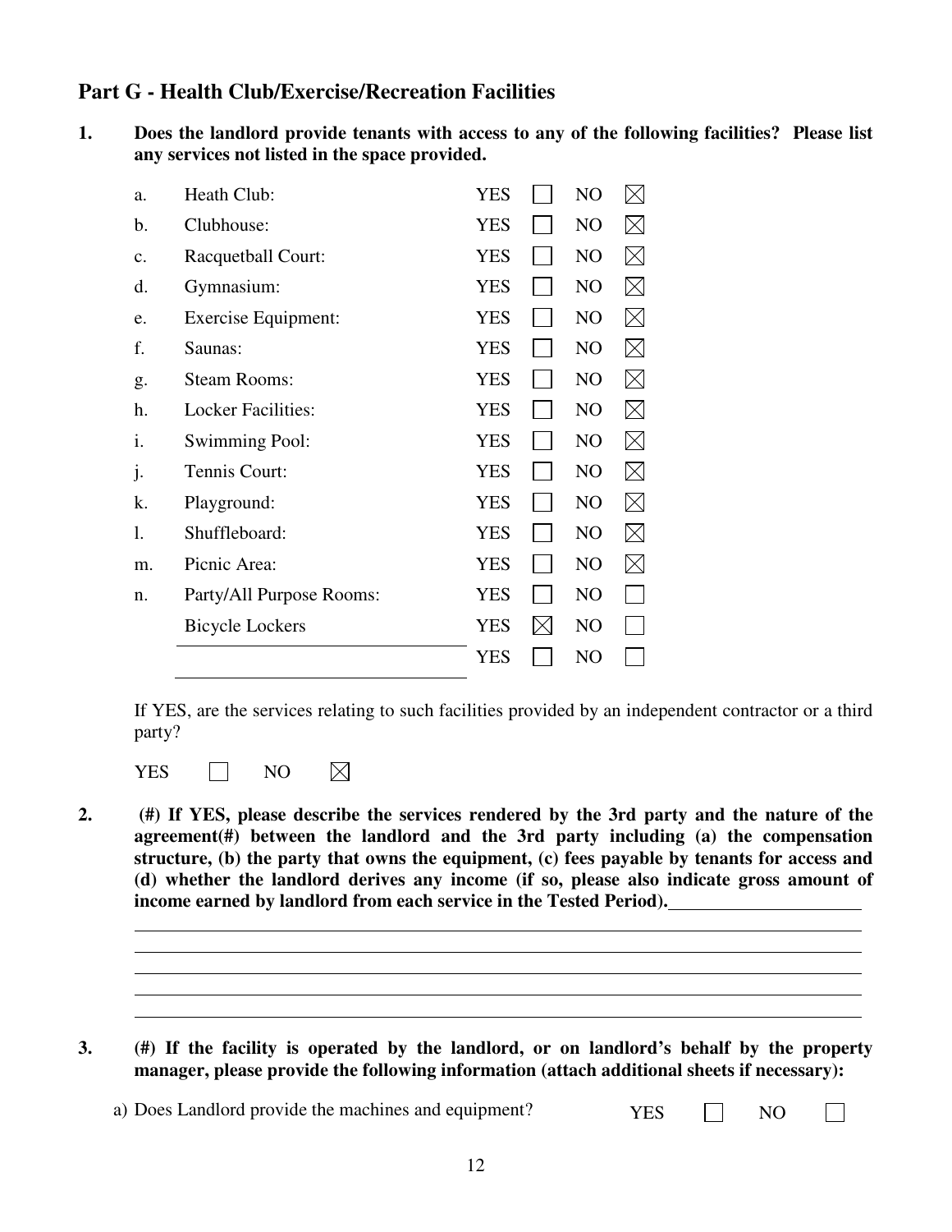## Part G - Health Club/Exercise/Recreation Facilities

**1. Does the landlord provide tenants with access to any of the following facilities? Please list any services not listed in the space provided.**

| | Facility | YES | NO |
|---|---|---|---|
| a. | Heath Club: | ☐ | ☒ |
| b. | Clubhouse: | ☐ | ☒ |
| c. | Racquetball Court: | ☐ | ☒ |
| d. | Gymnasium: | ☐ | ☒ |
| e. | Exercise Equipment: | ☐ | ☒ |
| f. | Saunas: | ☐ | ☒ |
| g. | Steam Rooms: | ☐ | ☒ |
| h. | Locker Facilities: | ☐ | ☒ |
| i. | Swimming Pool: | ☐ | ☒ |
| j. | Tennis Court: | ☐ | ☒ |
| k. | Playground: | ☐ | ☒ |
| l. | Shuffleboard: | ☐ | ☒ |
| m. | Picnic Area: | ☐ | ☒ |
| n. | Party/All Purpose Rooms: | ☐ | ☐ |
| | Bicycle Lockers | ☒ | ☐ |
| | ______________________ | ☐ | ☐ |

If YES, are the services relating to such facilities provided by an independent contractor or a third party?

YES ☐ NO ☒

**2. (#) If YES, please describe the services rendered by the 3rd party and the nature of the agreement(#) between the landlord and the 3rd party including (a) the compensation structure, (b) the party that owns the equipment, (c) fees payable by tenants for access and (d) whether the landlord derives any income (if so, please also indicate gross amount of income earned by landlord from each service in the Tested Period).**______________________

______________________________________________________________________

______________________________________________________________________

______________________________________________________________________

______________________________________________________________________

______________________________________________________________________

**3. (#) If the facility is operated by the landlord, or on landlord's behalf by the property manager, please provide the following information (attach additional sheets if necessary):**

a) Does Landlord provide the machines and equipment? YES ☐ NO ☐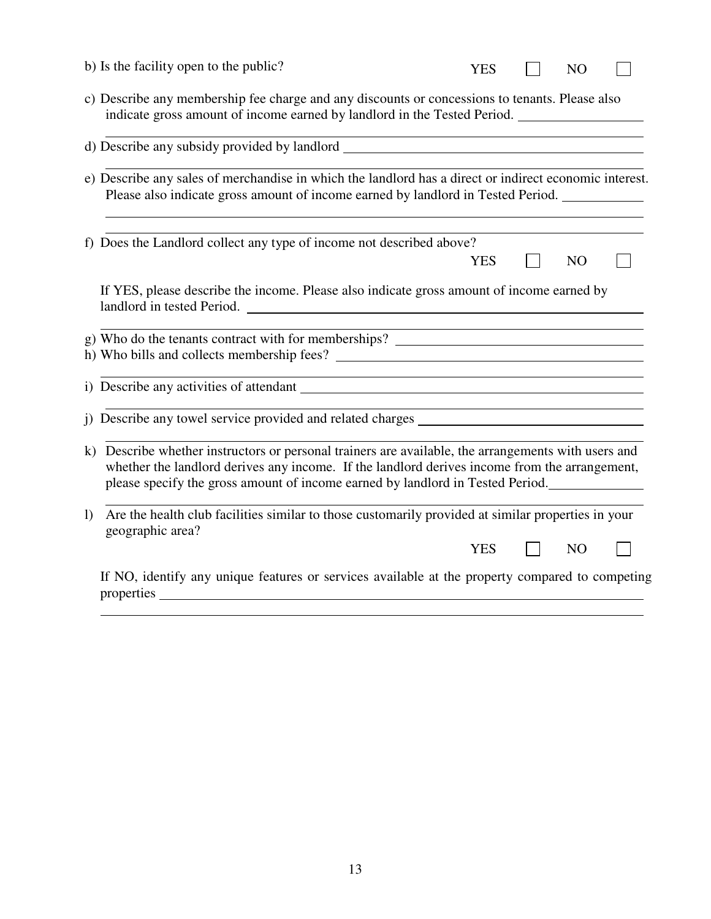b) Is the facility open to the public? YES ☐ NO ☐

c) Describe any membership fee charge and any discounts or concessions to tenants. Please also indicate gross amount of income earned by landlord in the Tested Period. \_\_\_\_\_\_\_\_\_\_\_\_\_\_\_\_\_\_

\_\_\_\_\_\_\_\_\_\_\_\_\_\_\_\_\_\_\_\_\_\_\_\_\_\_\_\_\_\_\_\_\_\_\_\_\_\_\_\_\_\_\_\_\_\_\_\_\_\_\_\_\_\_\_\_\_\_\_\_\_\_\_\_\_\_\_\_\_\_\_\_\_\_\_\_

d) Describe any subsidy provided by landlord \_\_\_\_\_\_\_\_\_\_\_\_\_\_\_\_\_\_\_\_\_\_\_\_\_\_\_\_\_\_\_\_\_\_\_\_\_\_\_\_\_\_\_

\_\_\_\_\_\_\_\_\_\_\_\_\_\_\_\_\_\_\_\_\_\_\_\_\_\_\_\_\_\_\_\_\_\_\_\_\_\_\_\_\_\_\_\_\_\_\_\_\_\_\_\_\_\_\_\_\_\_\_\_\_\_\_\_\_\_\_\_\_\_\_\_\_\_\_\_

e) Describe any sales of merchandise in which the landlord has a direct or indirect economic interest. Please also indicate gross amount of income earned by landlord in Tested Period. \_\_\_\_\_\_\_\_\_\_\_\_

\_\_\_\_\_\_\_\_\_\_\_\_\_\_\_\_\_\_\_\_\_\_\_\_\_\_\_\_\_\_\_\_\_\_\_\_\_\_\_\_\_\_\_\_\_\_\_\_\_\_\_\_\_\_\_\_\_\_\_\_\_\_\_\_\_\_\_\_\_\_\_\_\_\_\_\_

\_\_\_\_\_\_\_\_\_\_\_\_\_\_\_\_\_\_\_\_\_\_\_\_\_\_\_\_\_\_\_\_\_\_\_\_\_\_\_\_\_\_\_\_\_\_\_\_\_\_\_\_\_\_\_\_\_\_\_\_\_\_\_\_\_\_\_\_\_\_\_\_\_\_\_\_

f) Does the Landlord collect any type of income not described above? YES ☐ NO ☐

If YES, please describe the income. Please also indicate gross amount of income earned by landlord in tested Period. \_\_\_\_\_\_\_\_\_\_\_\_\_\_\_\_\_\_\_\_\_\_\_\_\_\_\_\_\_\_\_\_\_\_\_\_\_\_\_\_\_\_\_\_\_\_\_\_\_\_\_\_\_\_\_

\_\_\_\_\_\_\_\_\_\_\_\_\_\_\_\_\_\_\_\_\_\_\_\_\_\_\_\_\_\_\_\_\_\_\_\_\_\_\_\_\_\_\_\_\_\_\_\_\_\_\_\_\_\_\_\_\_\_\_\_\_\_\_\_\_\_\_\_\_\_\_\_\_\_\_\_

g) Who do the tenants contract with for memberships? \_\_\_\_\_\_\_\_\_\_\_\_\_\_\_\_\_\_\_\_\_\_\_\_\_\_\_\_\_\_\_\_\_\_\_\_

h) Who bills and collects membership fees? \_\_\_\_\_\_\_\_\_\_\_\_\_\_\_\_\_\_\_\_\_\_\_\_\_\_\_\_\_\_\_\_\_\_\_\_\_\_\_\_\_\_\_\_

\_\_\_\_\_\_\_\_\_\_\_\_\_\_\_\_\_\_\_\_\_\_\_\_\_\_\_\_\_\_\_\_\_\_\_\_\_\_\_\_\_\_\_\_\_\_\_\_\_\_\_\_\_\_\_\_\_\_\_\_\_\_\_\_\_\_\_\_\_\_\_\_\_\_\_\_

i) Describe any activities of attendant \_\_\_\_\_\_\_\_\_\_\_\_\_\_\_\_\_\_\_\_\_\_\_\_\_\_\_\_\_\_\_\_\_\_\_\_\_\_\_\_\_\_\_\_\_\_\_\_\_\_\_

\_\_\_\_\_\_\_\_\_\_\_\_\_\_\_\_\_\_\_\_\_\_\_\_\_\_\_\_\_\_\_\_\_\_\_\_\_\_\_\_\_\_\_\_\_\_\_\_\_\_\_\_\_\_\_\_\_\_\_\_\_\_\_\_\_\_\_\_\_\_\_\_\_\_\_\_

j) Describe any towel service provided and related charges \_\_\_\_\_\_\_\_\_\_\_\_\_\_\_\_\_\_\_\_\_\_\_\_\_\_\_\_\_\_\_\_\_\_

\_\_\_\_\_\_\_\_\_\_\_\_\_\_\_\_\_\_\_\_\_\_\_\_\_\_\_\_\_\_\_\_\_\_\_\_\_\_\_\_\_\_\_\_\_\_\_\_\_\_\_\_\_\_\_\_\_\_\_\_\_\_\_\_\_\_\_\_\_\_\_\_\_\_\_\_

k) Describe whether instructors or personal trainers are available, the arrangements with users and whether the landlord derives any income. If the landlord derives income from the arrangement, please specify the gross amount of income earned by landlord in Tested Period. \_\_\_\_\_\_\_\_\_\_\_\_\_\_

\_\_\_\_\_\_\_\_\_\_\_\_\_\_\_\_\_\_\_\_\_\_\_\_\_\_\_\_\_\_\_\_\_\_\_\_\_\_\_\_\_\_\_\_\_\_\_\_\_\_\_\_\_\_\_\_\_\_\_\_\_\_\_\_\_\_\_\_\_\_\_\_\_\_\_\_

l) Are the health club facilities similar to those customarily provided at similar properties in your geographic area? YES ☐ NO ☐

If NO, identify any unique features or services available at the property compared to competing properties \_\_\_\_\_\_\_\_\_\_\_\_\_\_\_\_\_\_\_\_\_\_\_\_\_\_\_\_\_\_\_\_\_\_\_\_\_\_\_\_\_\_\_\_\_\_\_\_\_\_\_\_\_\_\_\_\_\_\_\_\_\_\_\_\_\_

\_\_\_\_\_\_\_\_\_\_\_\_\_\_\_\_\_\_\_\_\_\_\_\_\_\_\_\_\_\_\_\_\_\_\_\_\_\_\_\_\_\_\_\_\_\_\_\_\_\_\_\_\_\_\_\_\_\_\_\_\_\_\_\_\_\_\_\_\_\_\_\_\_\_\_\_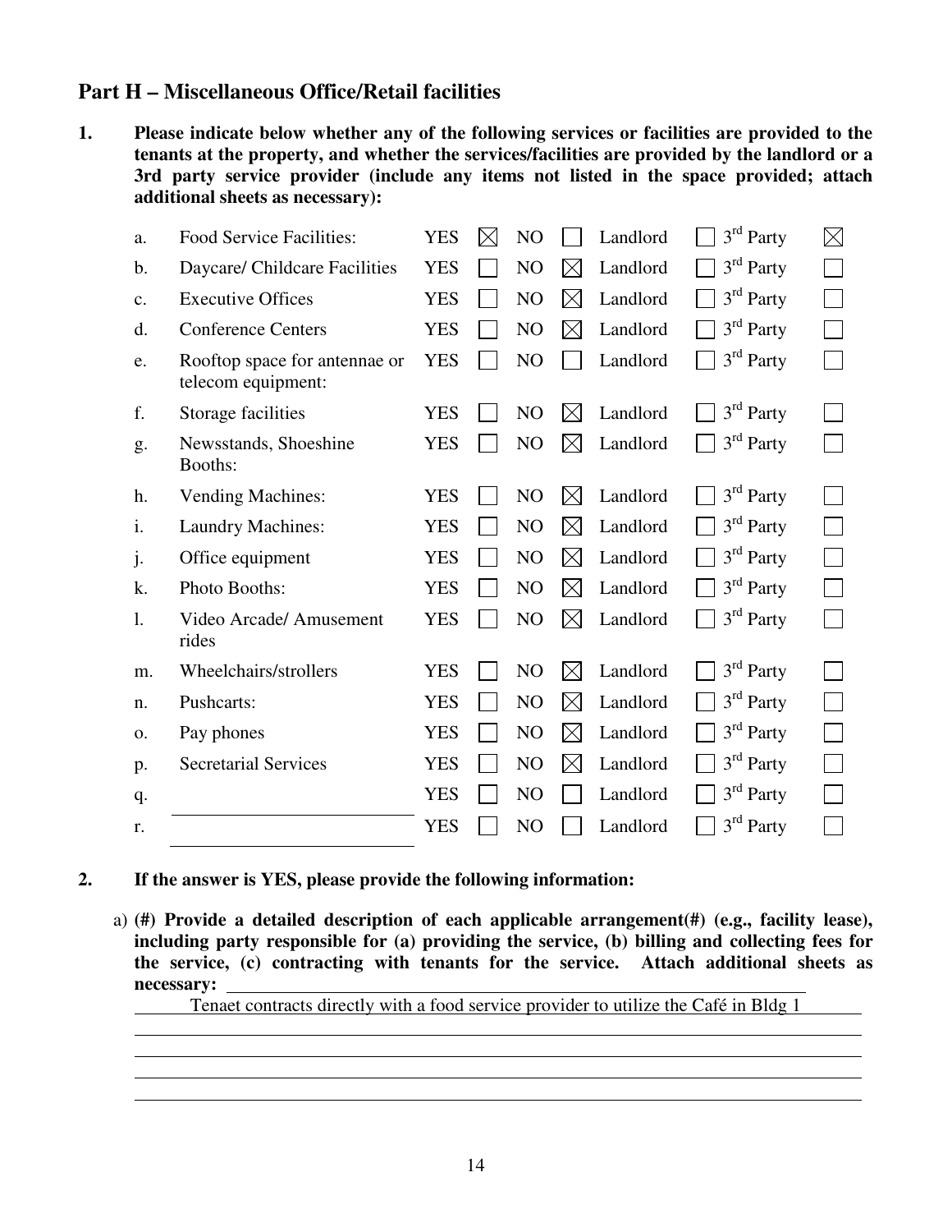## Part H – Miscellaneous Office/Retail facilities

**1. Please indicate below whether any of the following services or facilities are provided to the tenants at the property, and whether the services/facilities are provided by the landlord or a 3rd party service provider (include any items not listed in the space provided; attach additional sheets as necessary):**

| | | YES | | NO | | Landlord | | 3rd Party | |
|---|---|---|---|---|---|---|---|---|---|
| a. | Food Service Facilities: | YES | ☒ | NO | ☐ | Landlord | ☐ | 3rd Party | ☒ |
| b. | Daycare/ Childcare Facilities | YES | ☐ | NO | ☒ | Landlord | ☐ | 3rd Party | ☐ |
| c. | Executive Offices | YES | ☐ | NO | ☒ | Landlord | ☐ | 3rd Party | ☐ |
| d. | Conference Centers | YES | ☐ | NO | ☒ | Landlord | ☐ | 3rd Party | ☐ |
| e. | Rooftop space for antennae or telecom equipment: | YES | ☐ | NO | ☐ | Landlord | ☐ | 3rd Party | ☐ |
| f. | Storage facilities | YES | ☐ | NO | ☒ | Landlord | ☐ | 3rd Party | ☐ |
| g. | Newsstands, Shoeshine Booths: | YES | ☐ | NO | ☒ | Landlord | ☐ | 3rd Party | ☐ |
| h. | Vending Machines: | YES | ☐ | NO | ☒ | Landlord | ☐ | 3rd Party | ☐ |
| i. | Laundry Machines: | YES | ☐ | NO | ☒ | Landlord | ☐ | 3rd Party | ☐ |
| j. | Office equipment | YES | ☐ | NO | ☒ | Landlord | ☐ | 3rd Party | ☐ |
| k. | Photo Booths: | YES | ☐ | NO | ☒ | Landlord | ☐ | 3rd Party | ☐ |
| l. | Video Arcade/ Amusement rides | YES | ☐ | NO | ☒ | Landlord | ☐ | 3rd Party | ☐ |
| m. | Wheelchairs/strollers | YES | ☐ | NO | ☒ | Landlord | ☐ | 3rd Party | ☐ |
| n. | Pushcarts: | YES | ☐ | NO | ☒ | Landlord | ☐ | 3rd Party | ☐ |
| o. | Pay phones | YES | ☐ | NO | ☒ | Landlord | ☐ | 3rd Party | ☐ |
| p. | Secretarial Services | YES | ☐ | NO | ☒ | Landlord | ☐ | 3rd Party | ☐ |
| q. | | YES | ☐ | NO | ☐ | Landlord | ☐ | 3rd Party | ☐ |
| r. | ________________ | YES | ☐ | NO | ☐ | Landlord | ☐ | 3rd Party | ☐ |

**2. If the answer is YES, please provide the following information:**

a) **(#) Provide a detailed description of each applicable arrangement(#) (e.g., facility lease), including party responsible for (a) providing the service, (b) billing and collecting fees for the service, (c) contracting with tenants for the service. Attach additional sheets as necessary:**

Tenaet contracts directly with a food service provider to utilize the Café in Bldg 1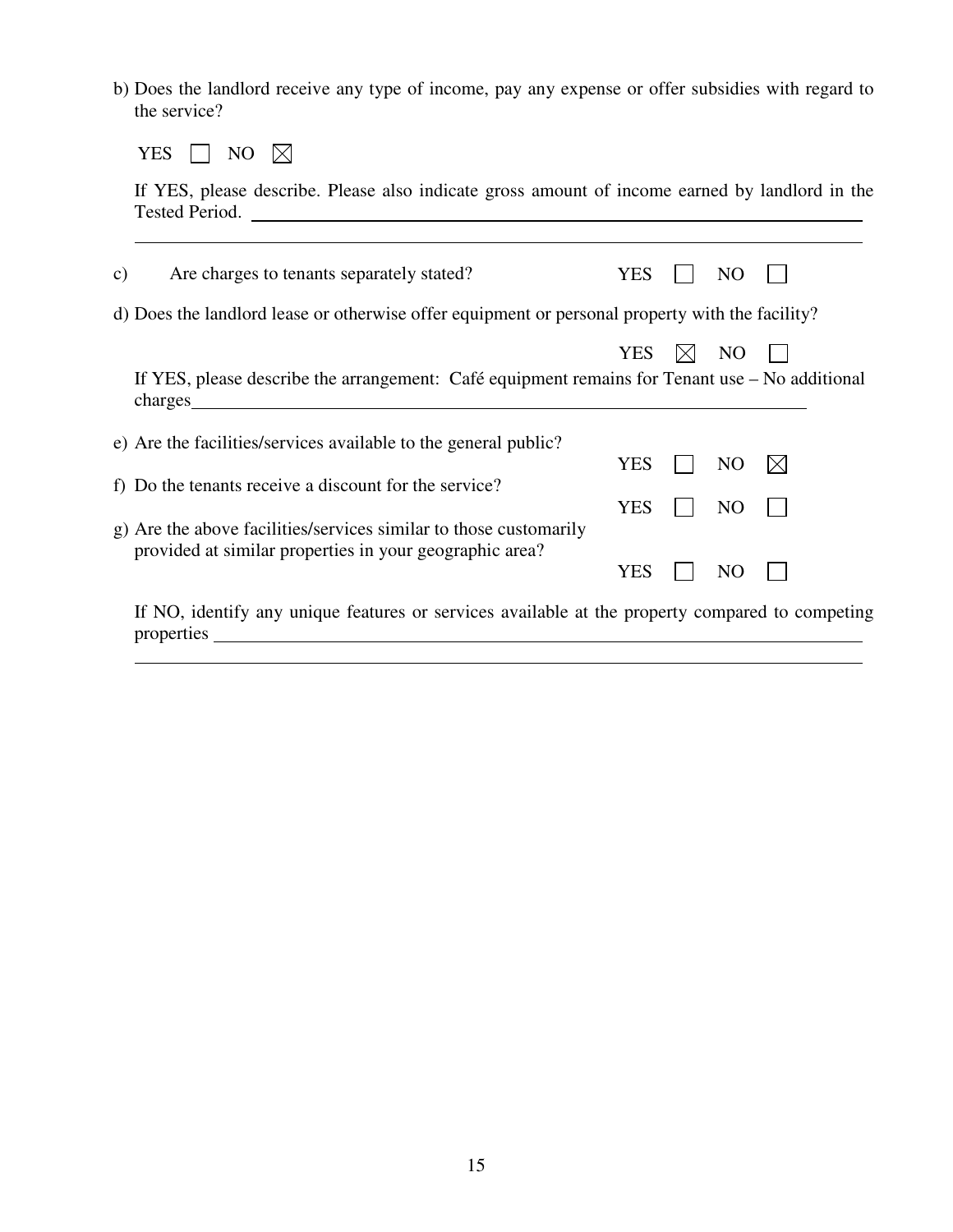b) Does the landlord receive any type of income, pay any expense or offer subsidies with regard to the service?

YES ☐ NO ☒

If YES, please describe. Please also indicate gross amount of income earned by landlord in the Tested Period. ______________________________________________________________

______________________________________________________________________________

c) Are charges to tenants separately stated? YES ☐ NO ☐

d) Does the landlord lease or otherwise offer equipment or personal property with the facility?

YES ☒ NO ☐

If YES, please describe the arrangement: Café equipment remains for Tenant use – No additional charges______________________________________________________________

e) Are the facilities/services available to the general public?

YES ☐ NO ☒

f) Do the tenants receive a discount for the service?

YES ☐ NO ☐

g) Are the above facilities/services similar to those customarily provided at similar properties in your geographic area?

YES ☐ NO ☐

If NO, identify any unique features or services available at the property compared to competing properties ______________________________________________________________

______________________________________________________________________________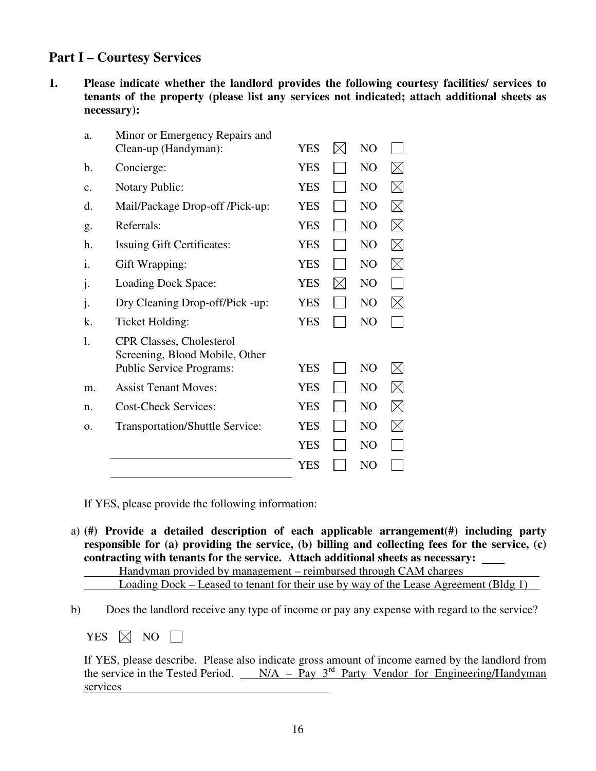## Part I – Courtesy Services

**1. Please indicate whether the landlord provides the following courtesy facilities/ services to tenants of the property (please list any services not indicated; attach additional sheets as necessary):**

| | Service | YES | NO |
|---|---|---|---|
| a. | Minor or Emergency Repairs and Clean-up (Handyman): | ☒ | ☐ |
| b. | Concierge: | ☐ | ☒ |
| c. | Notary Public: | ☐ | ☒ |
| d. | Mail/Package Drop-off /Pick-up: | ☐ | ☒ |
| g. | Referrals: | ☐ | ☒ |
| h. | Issuing Gift Certificates: | ☐ | ☒ |
| i. | Gift Wrapping: | ☐ | ☒ |
| j. | Loading Dock Space: | ☒ | ☐ |
| j. | Dry Cleaning Drop-off/Pick -up: | ☐ | ☒ |
| k. | Ticket Holding: | ☐ | ☐ |
| l. | CPR Classes, Cholesterol Screening, Blood Mobile, Other Public Service Programs: | ☐ | ☒ |
| m. | Assist Tenant Moves: | ☐ | ☒ |
| n. | Cost-Check Services: | ☐ | ☒ |
| o. | Transportation/Shuttle Service: | ☐ | ☒ |
| | ______________________ | ☐ | ☐ |
| | ______________________ | ☐ | ☐ |

If YES, please provide the following information:

a) **(#) Provide a detailed description of each applicable arrangement(#) including party responsible for (a) providing the service, (b) billing and collecting fees for the service, (c) contracting with tenants for the service. Attach additional sheets as necessary:** ____

Handyman provided by management – reimbursed through CAM charges

Loading Dock – Leased to tenant for their use by way of the Lease Agreement (Bldg 1)

b) Does the landlord receive any type of income or pay any expense with regard to the service?

YES ☒ NO ☐

If YES, please describe. Please also indicate gross amount of income earned by the landlord from the service in the Tested Period. N/A – Pay 3rd Party Vendor for Engineering/Handyman services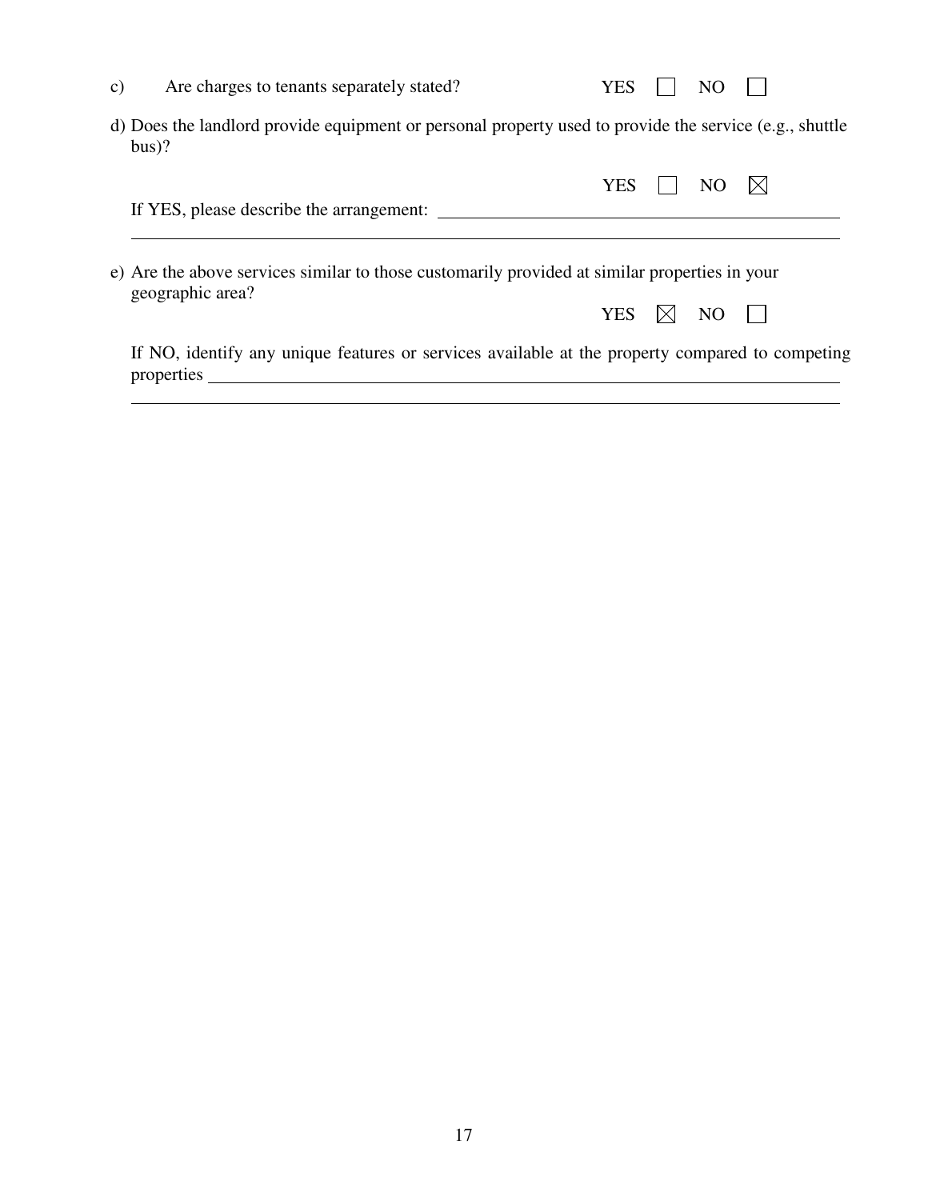c) Are charges to tenants separately stated? YES ☐ NO ☐

d) Does the landlord provide equipment or personal property used to provide the service (e.g., shuttle bus)?

YES ☐ NO ☒

If YES, please describe the arrangement: ______________________________________________

______________________________________________________________________________

e) Are the above services similar to those customarily provided at similar properties in your geographic area?

YES ☒ NO ☐

If NO, identify any unique features or services available at the property compared to competing properties ______________________________________________________________________

______________________________________________________________________________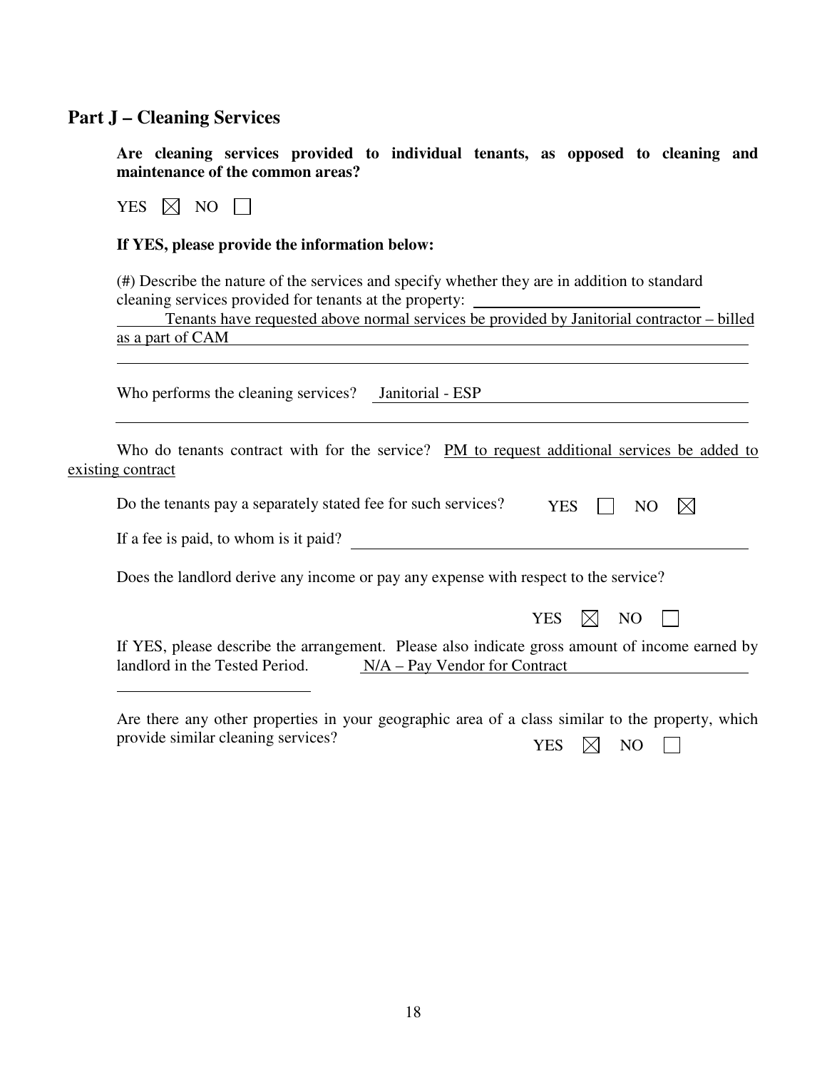## Part J – Cleaning Services

**Are cleaning services provided to individual tenants, as opposed to cleaning and maintenance of the common areas?**

YES ☒ NO ☐

**If YES, please provide the information below:**

(#) Describe the nature of the services and specify whether they are in addition to standard cleaning services provided for tenants at the property:

Tenants have requested above normal services be provided by Janitorial contractor – billed as a part of CAM

Who performs the cleaning services? Janitorial - ESP

Who do tenants contract with for the service? PM to request additional services be added to existing contract

Do the tenants pay a separately stated fee for such services? YES ☐ NO ☒

If a fee is paid, to whom is it paid?

Does the landlord derive any income or pay any expense with respect to the service?

YES ☒ NO ☐

If YES, please describe the arrangement. Please also indicate gross amount of income earned by landlord in the Tested Period. N/A – Pay Vendor for Contract

Are there any other properties in your geographic area of a class similar to the property, which provide similar cleaning services? YES ☒ NO ☐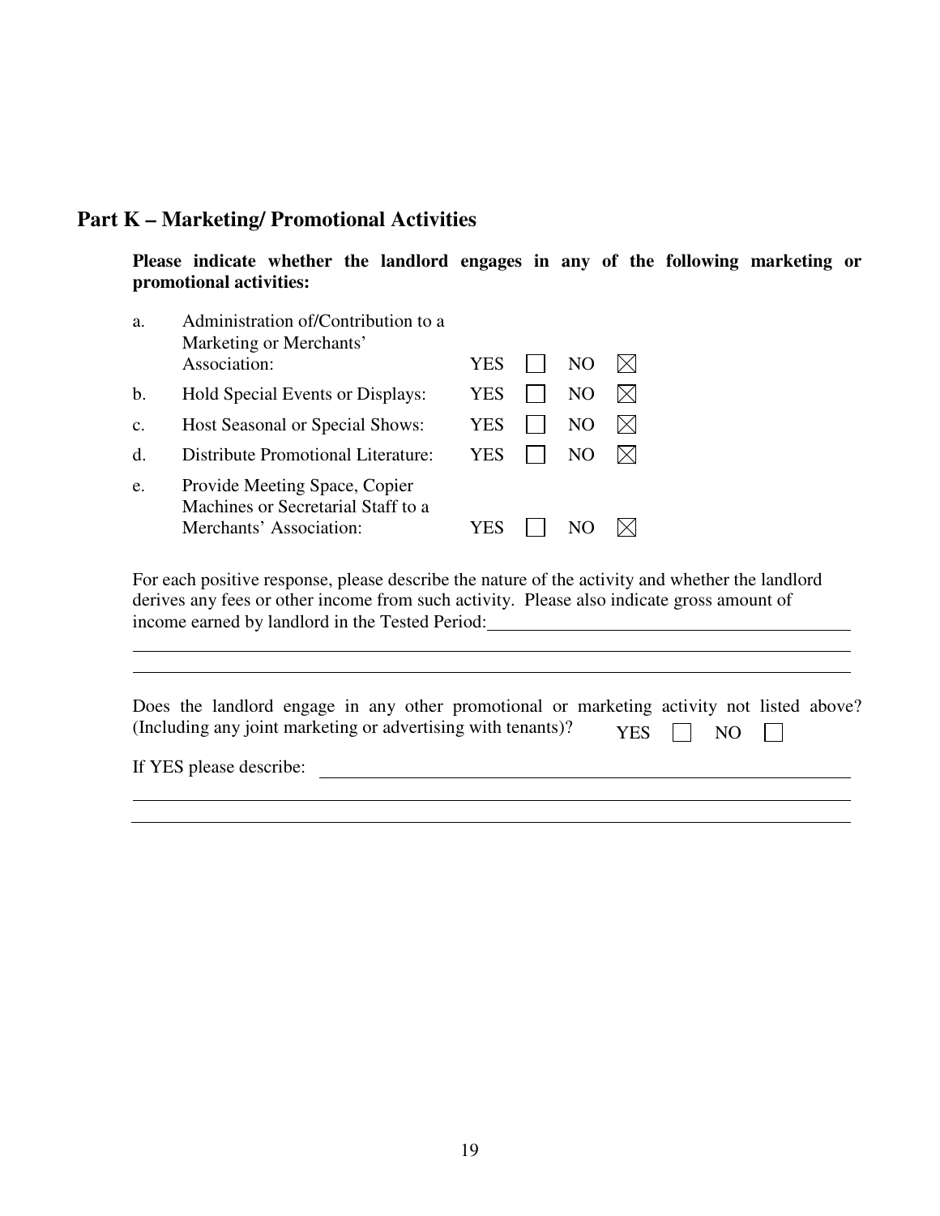## Part K – Marketing/ Promotional Activities

**Please indicate whether the landlord engages in any of the following marketing or promotional activities:**

| | | | | | |
|---|---|---|---|---|---|
| a. | Administration of/Contribution to a Marketing or Merchants' Association: | YES | ☐ | NO | ☒ |
| b. | Hold Special Events or Displays: | YES | ☐ | NO | ☒ |
| c. | Host Seasonal or Special Shows: | YES | ☐ | NO | ☒ |
| d. | Distribute Promotional Literature: | YES | ☐ | NO | ☒ |
| e. | Provide Meeting Space, Copier Machines or Secretarial Staff to a Merchants' Association: | YES | ☐ | NO | ☒ |

For each positive response, please describe the nature of the activity and whether the landlord derives any fees or other income from such activity. Please also indicate gross amount of income earned by landlord in the Tested Period:\_\_\_\_\_\_\_\_\_\_\_\_\_\_\_\_\_\_\_\_\_\_\_\_\_\_\_\_\_\_\_\_\_\_\_\_\_\_\_\_

\_\_\_\_\_\_\_\_\_\_\_\_\_\_\_\_\_\_\_\_\_\_\_\_\_\_\_\_\_\_\_\_\_\_\_\_\_\_\_\_\_\_\_\_\_\_\_\_\_\_\_\_\_\_\_\_\_\_\_\_\_\_\_\_\_\_\_\_\_\_\_\_\_\_\_\_\_\_\_\_\_\_\_\_

\_\_\_\_\_\_\_\_\_\_\_\_\_\_\_\_\_\_\_\_\_\_\_\_\_\_\_\_\_\_\_\_\_\_\_\_\_\_\_\_\_\_\_\_\_\_\_\_\_\_\_\_\_\_\_\_\_\_\_\_\_\_\_\_\_\_\_\_\_\_\_\_\_\_\_\_\_\_\_\_\_\_\_\_

Does the landlord engage in any other promotional or marketing activity not listed above? (Including any joint marketing or advertising with tenants)? YES ☐ NO ☐

If YES please describe: \_\_\_\_\_\_\_\_\_\_\_\_\_\_\_\_\_\_\_\_\_\_\_\_\_\_\_\_\_\_\_\_\_\_\_\_\_\_\_\_\_\_\_\_\_\_\_\_\_\_\_\_\_\_\_\_\_\_\_\_\_\_\_\_

\_\_\_\_\_\_\_\_\_\_\_\_\_\_\_\_\_\_\_\_\_\_\_\_\_\_\_\_\_\_\_\_\_\_\_\_\_\_\_\_\_\_\_\_\_\_\_\_\_\_\_\_\_\_\_\_\_\_\_\_\_\_\_\_\_\_\_\_\_\_\_\_\_\_\_\_\_\_\_\_\_\_\_\_

\_\_\_\_\_\_\_\_\_\_\_\_\_\_\_\_\_\_\_\_\_\_\_\_\_\_\_\_\_\_\_\_\_\_\_\_\_\_\_\_\_\_\_\_\_\_\_\_\_\_\_\_\_\_\_\_\_\_\_\_\_\_\_\_\_\_\_\_\_\_\_\_\_\_\_\_\_\_\_\_\_\_\_\_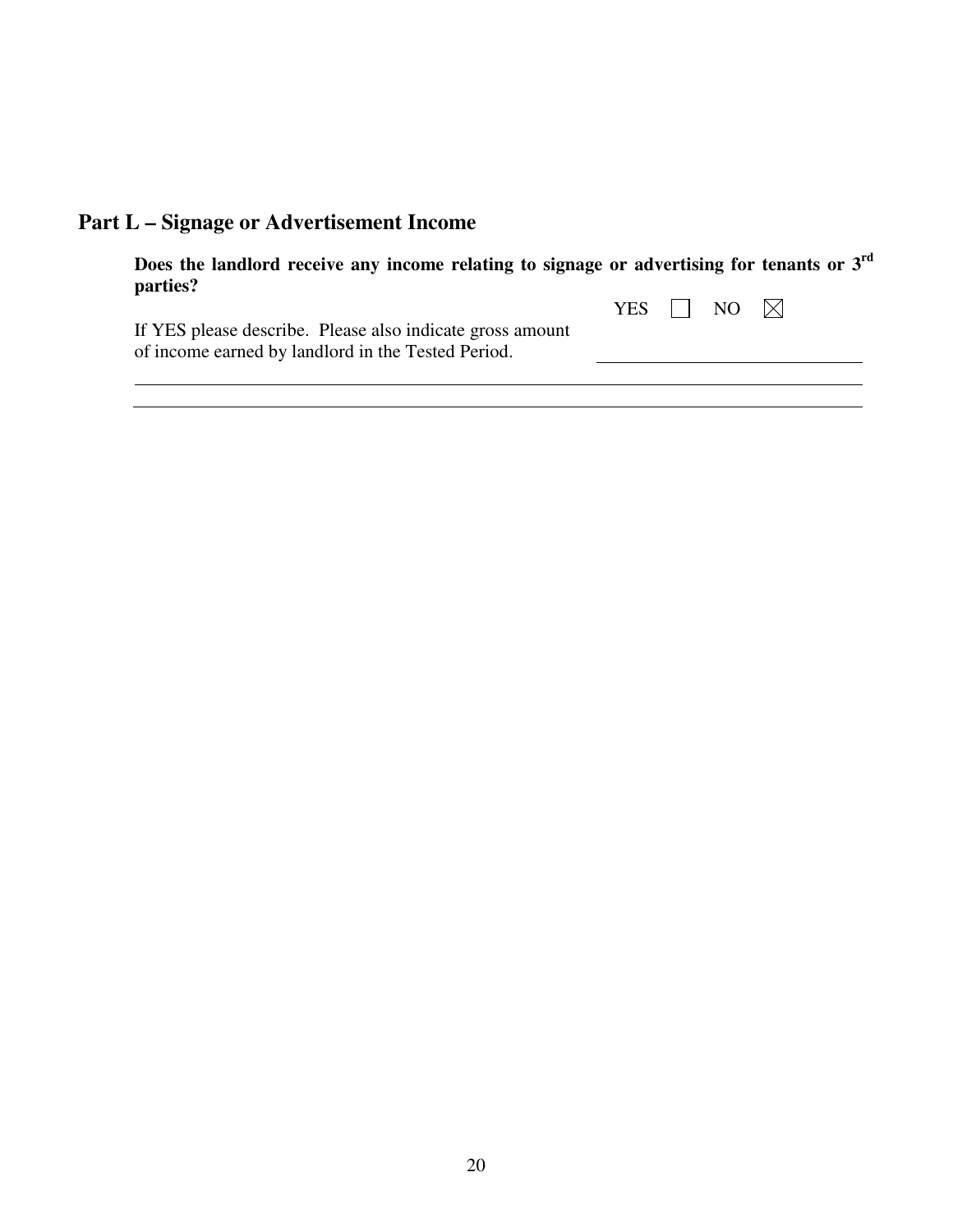## Part L – Signage or Advertisement Income

**Does the landlord receive any income relating to signage or advertising for tenants or 3rd parties?**

YES ☐ NO ☒

If YES please describe. Please also indicate gross amount of income earned by landlord in the Tested Period. \_\_\_\_\_\_\_\_\_\_\_\_\_\_\_\_\_\_\_\_

\_\_\_\_\_\_\_\_\_\_\_\_\_\_\_\_\_\_\_\_\_\_\_\_\_\_\_\_\_\_\_\_\_\_\_\_\_\_\_\_\_\_\_\_\_\_\_\_\_\_\_\_\_\_\_\_\_\_\_\_

\_\_\_\_\_\_\_\_\_\_\_\_\_\_\_\_\_\_\_\_\_\_\_\_\_\_\_\_\_\_\_\_\_\_\_\_\_\_\_\_\_\_\_\_\_\_\_\_\_\_\_\_\_\_\_\_\_\_\_\_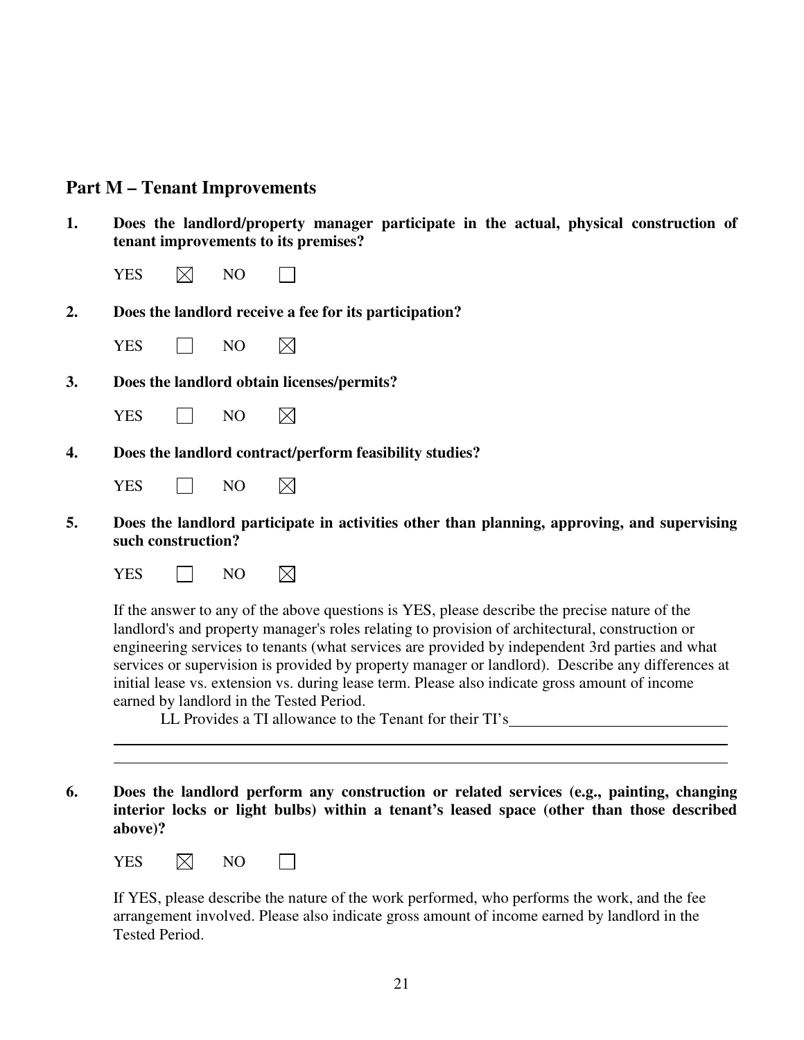## Part M – Tenant Improvements

**1. Does the landlord/property manager participate in the actual, physical construction of tenant improvements to its premises?**

YES ☒ NO ☐

**2. Does the landlord receive a fee for its participation?**

YES ☐ NO ☒

**3. Does the landlord obtain licenses/permits?**

YES ☐ NO ☒

**4. Does the landlord contract/perform feasibility studies?**

YES ☐ NO ☒

**5. Does the landlord participate in activities other than planning, approving, and supervising such construction?**

YES ☐ NO ☒

If the answer to any of the above questions is YES, please describe the precise nature of the landlord's and property manager's roles relating to provision of architectural, construction or engineering services to tenants (what services are provided by independent 3rd parties and what services or supervision is provided by property manager or landlord). Describe any differences at initial lease vs. extension vs. during lease term. Please also indicate gross amount of income earned by landlord in the Tested Period.

LL Provides a TI allowance to the Tenant for their TI's

**6. Does the landlord perform any construction or related services (e.g., painting, changing interior locks or light bulbs) within a tenant's leased space (other than those described above)?**

YES ☒ NO ☐

If YES, please describe the nature of the work performed, who performs the work, and the fee arrangement involved. Please also indicate gross amount of income earned by landlord in the Tested Period.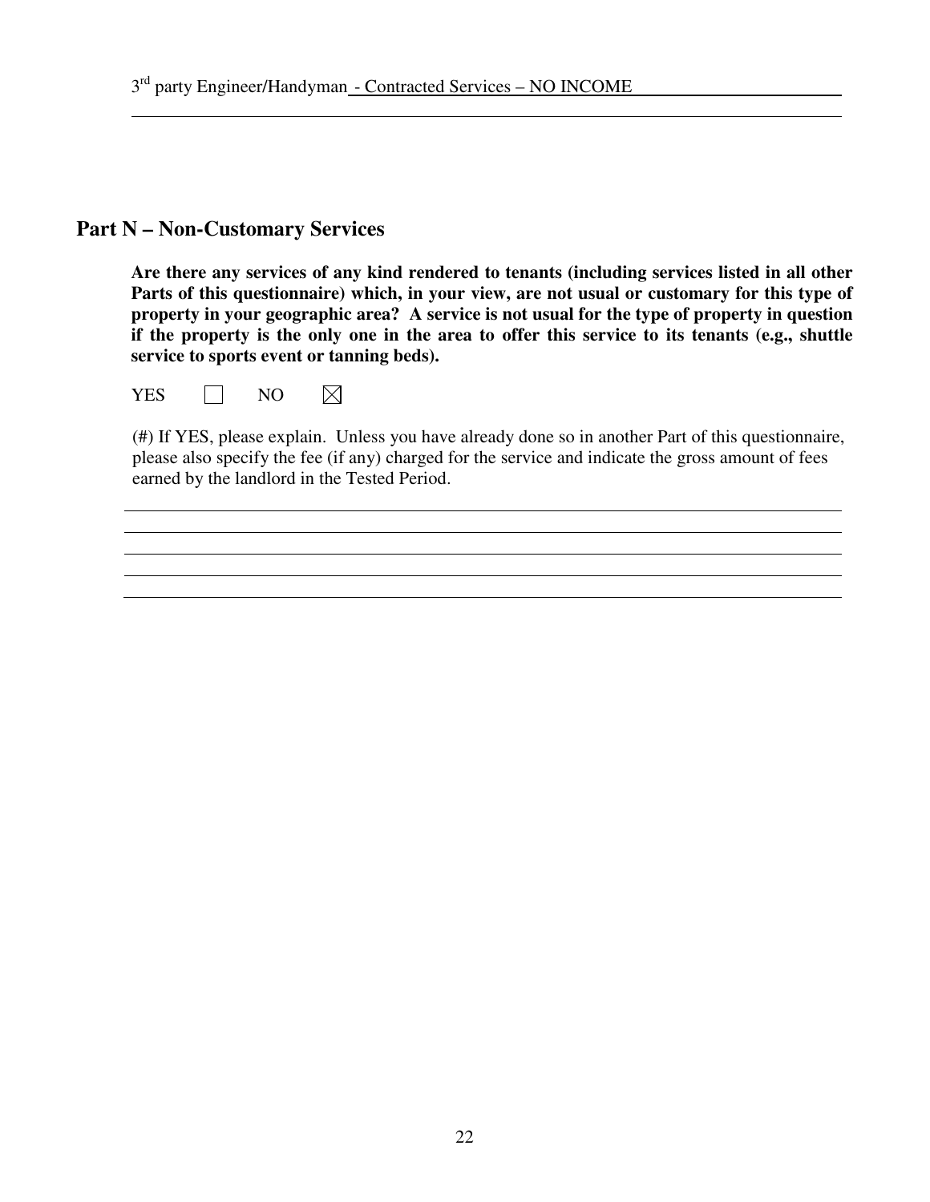3rd party Engineer/Handyman - Contracted Services – NO INCOME

## Part N – Non-Customary Services

**Are there any services of any kind rendered to tenants (including services listed in all other Parts of this questionnaire) which, in your view, are not usual or customary for this type of property in your geographic area? A service is not usual for the type of property in question if the property is the only one in the area to offer this service to its tenants (e.g., shuttle service to sports event or tanning beds).**

YES ☐ NO ☒

(#) If YES, please explain. Unless you have already done so in another Part of this questionnaire, please also specify the fee (if any) charged for the service and indicate the gross amount of fees earned by the landlord in the Tested Period.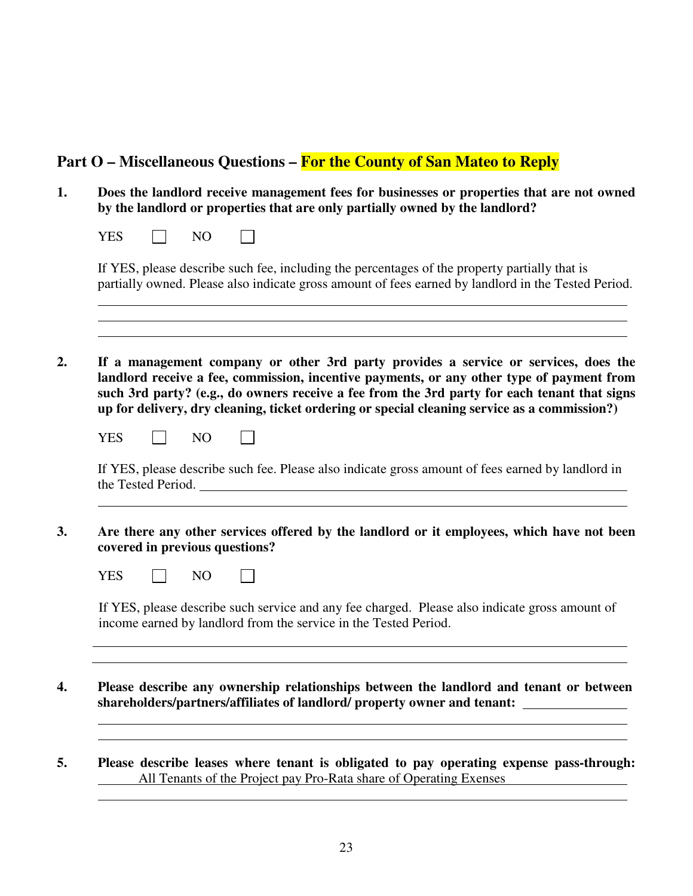## Part O – Miscellaneous Questions – For the County of San Mateo to Reply

**1. Does the landlord receive management fees for businesses or properties that are not owned by the landlord or properties that are only partially owned by the landlord?**

YES ☐ NO ☐

If YES, please describe such fee, including the percentages of the property partially that is partially owned. Please also indicate gross amount of fees earned by landlord in the Tested Period.

______________________________________________________________________

______________________________________________________________________

______________________________________________________________________

**2. If a management company or other 3rd party provides a service or services, does the landlord receive a fee, commission, incentive payments, or any other type of payment from such 3rd party? (e.g., do owners receive a fee from the 3rd party for each tenant that signs up for delivery, dry cleaning, ticket ordering or special cleaning service as a commission?)**

YES ☐ NO ☐

If YES, please describe such fee. Please also indicate gross amount of fees earned by landlord in the Tested Period. ______________________________________________________________________

______________________________________________________________________

**3. Are there any other services offered by the landlord or it employees, which have not been covered in previous questions?**

YES ☐ NO ☐

If YES, please describe such service and any fee charged. Please also indicate gross amount of income earned by landlord from the service in the Tested Period.

______________________________________________________________________

______________________________________________________________________

**4. Please describe any ownership relationships between the landlord and tenant or between shareholders/partners/affiliates of landlord/ property owner and tenant:** ________________

______________________________________________________________________

______________________________________________________________________

**5. Please describe leases where tenant is obligated to pay operating expense pass-through:** All Tenants of the Project pay Pro-Rata share of Operating Exenses

______________________________________________________________________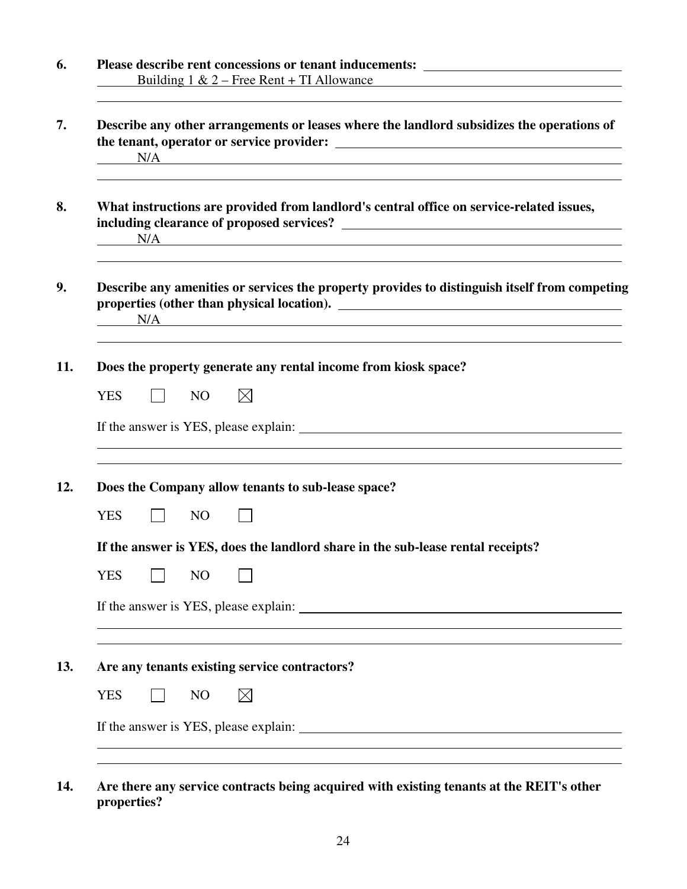6. **Please describe rent concessions or tenant inducements:**

   Building 1 & 2 – Free Rent + TI Allowance

7. **Describe any other arrangements or leases where the landlord subsidizes the operations of the tenant, operator or service provider:**

   N/A

8. **What instructions are provided from landlord's central office on service-related issues, including clearance of proposed services?**

   N/A

9. **Describe any amenities or services the property provides to distinguish itself from competing properties (other than physical location).**

   N/A

11. **Does the property generate any rental income from kiosk space?**

    YES ☐ NO ☒

    If the answer is YES, please explain:

12. **Does the Company allow tenants to sub-lease space?**

    YES ☐ NO ☐

    **If the answer is YES, does the landlord share in the sub-lease rental receipts?**

    YES ☐ NO ☐

    If the answer is YES, please explain:

13. **Are any tenants existing service contractors?**

    YES ☐ NO ☒

    If the answer is YES, please explain:

14. **Are there any service contracts being acquired with existing tenants at the REIT's other properties?**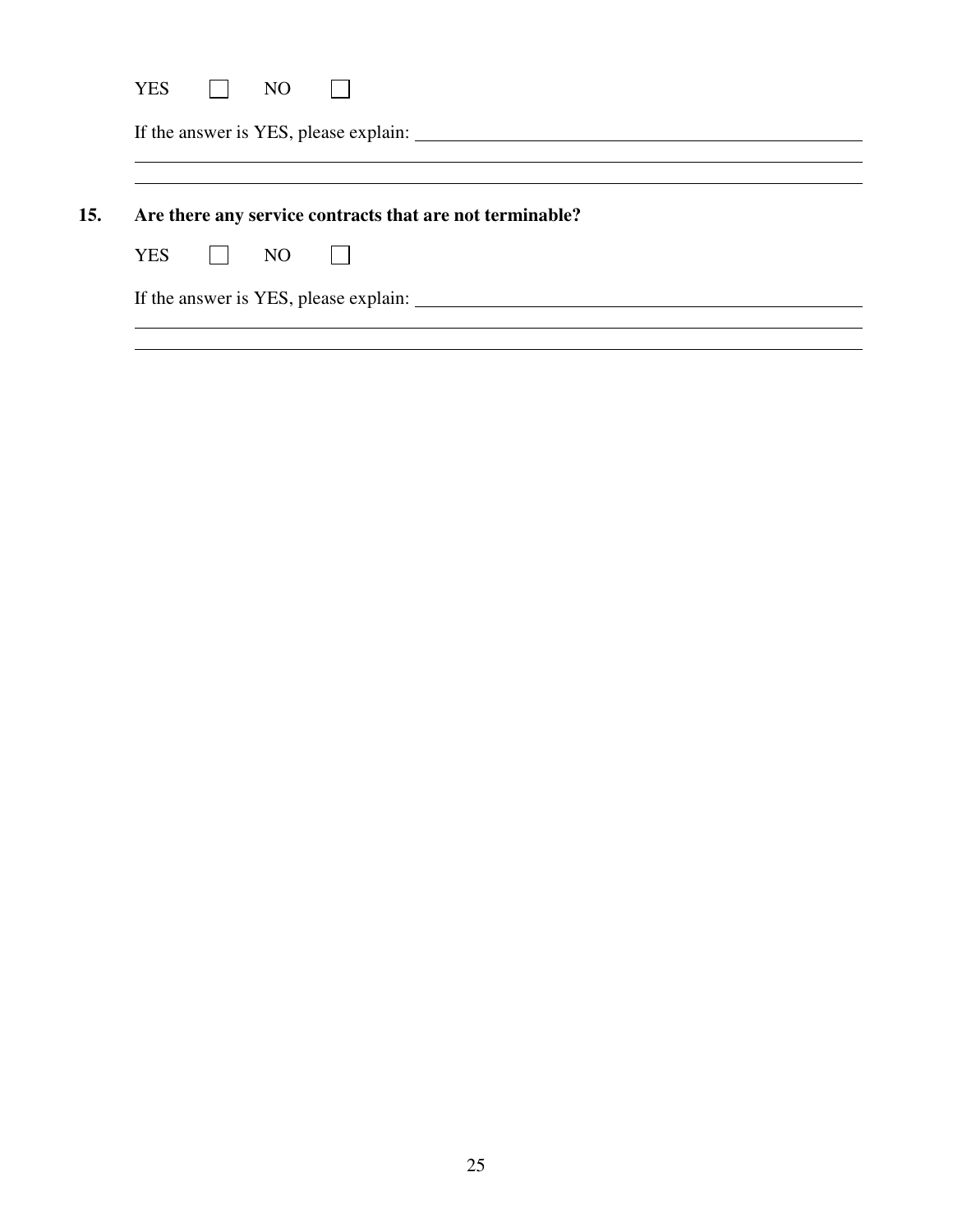YES ☐ NO ☐

If the answer is YES, please explain: ______________________________________________

______________________________________________________________________________

______________________________________________________________________________

**15. Are there any service contracts that are not terminable?**

YES ☐ NO ☐

If the answer is YES, please explain: ______________________________________________

______________________________________________________________________________

______________________________________________________________________________